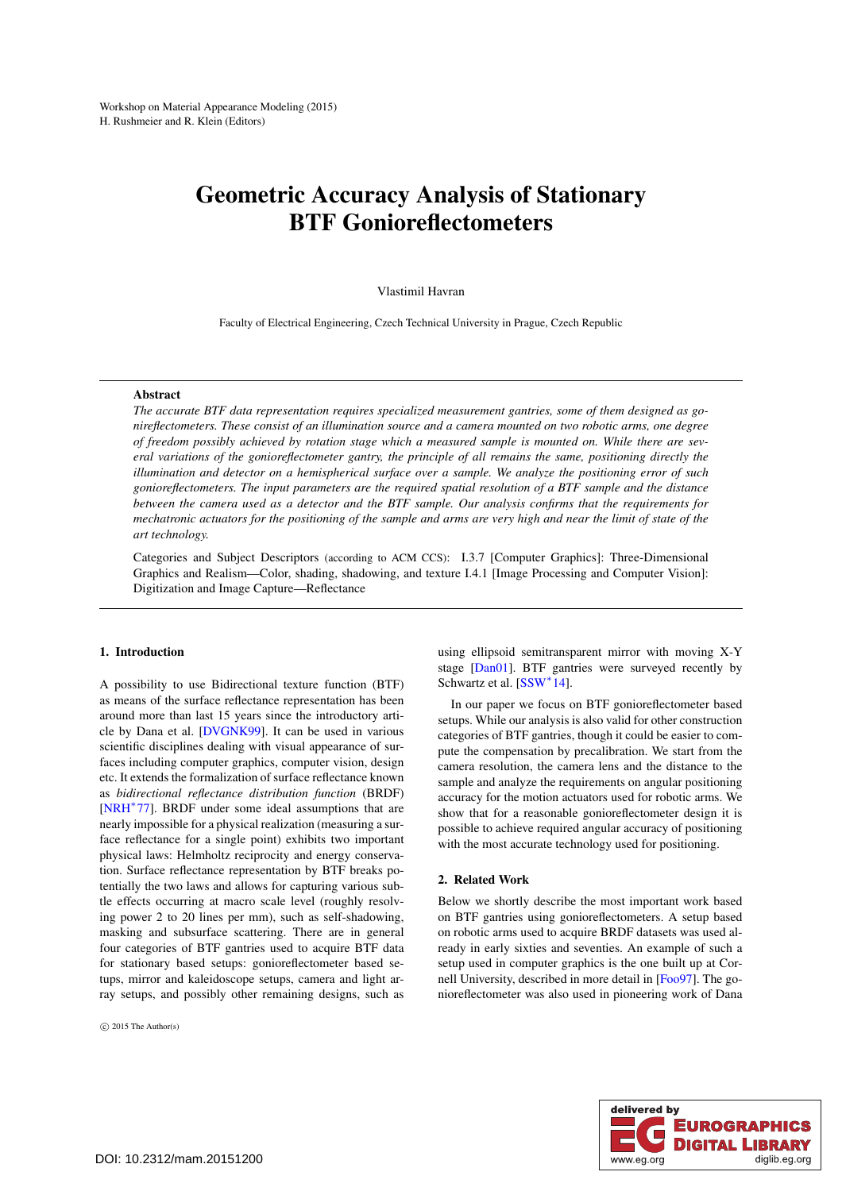Workshop on Material Appearance Modeling (2015)
H. Rushmeier and R. Klein (Editors)

# Geometric Accuracy Analysis of Stationary BTF Gonioreflectometers

Vlastimil Havran

Faculty of Electrical Engineering, Czech Technical University in Prague, Czech Republic

---

**Abstract**

*The accurate BTF data representation requires specialized measurement gantries, some of them designed as gonireflectometers. These consist of an illumination source and a camera mounted on two robotic arms, one degree of freedom possibly achieved by rotation stage which a measured sample is mounted on. While there are several variations of the gonioreflectometer gantry, the principle of all remains the same, positioning directly the illumination and detector on a hemispherical surface over a sample. We analyze the positioning error of such gonioreflectometers. The input parameters are the required spatial resolution of a BTF sample and the distance between the camera used as a detector and the BTF sample. Our analysis confirms that the requirements for mechatronic actuators for the positioning of the sample and arms are very high and near the limit of state of the art technology.*

Categories and Subject Descriptors (according to ACM CCS): I.3.7 [Computer Graphics]: Three-Dimensional Graphics and Realism—Color, shading, shadowing, and texture I.4.1 [Image Processing and Computer Vision]: Digitization and Image Capture—Reflectance

---

## 1. Introduction

A possibility to use Bidirectional texture function (BTF) as means of the surface reflectance representation has been around more than last 15 years since the introductory article by Dana et al. [DVGNK99]. It can be used in various scientific disciplines dealing with visual appearance of surfaces including computer graphics, computer vision, design etc. It extends the formalization of surface reflectance known as *bidirectional reflectance distribution function* (BRDF) [NRH*77]. BRDF under some ideal assumptions that are nearly impossible for a physical realization (measuring a surface reflectance for a single point) exhibits two important physical laws: Helmholtz reciprocity and energy conservation. Surface reflectance representation by BTF breaks potentially the two laws and allows for capturing various subtle effects occurring at macro scale level (roughly resolving power 2 to 20 lines per mm), such as self-shadowing, masking and subsurface scattering. There are in general four categories of BTF gantries used to acquire BTF data for stationary based setups: gonioreflectometer based setups, mirror and kaleidoscope setups, camera and light array setups, and possibly other remaining designs, such as using ellipsoid semitransparent mirror with moving X-Y stage [Dan01]. BTF gantries were surveyed recently by Schwartz et al. [SSW*14].

In our paper we focus on BTF gonioreflectometer based setups. While our analysis is also valid for other construction categories of BTF gantries, though it could be easier to compute the compensation by precalibration. We start from the camera resolution, the camera lens and the distance to the sample and analyze the requirements on angular positioning accuracy for the motion actuators used for robotic arms. We show that for a reasonable gonioreflectometer design it is possible to achieve required angular accuracy of positioning with the most accurate technology used for positioning.

## 2. Related Work

Below we shortly describe the most important work based on BTF gantries using gonioreflectometers. A setup based on robotic arms used to acquire BRDF datasets was used already in early sixties and seventies. An example of such a setup used in computer graphics is the one built up at Cornell University, described in more detail in [Foo97]. The gonioreflectometer was also used in pioneering work of Dana

© 2015 The Author(s)

DOI: 10.2312/mam.20151200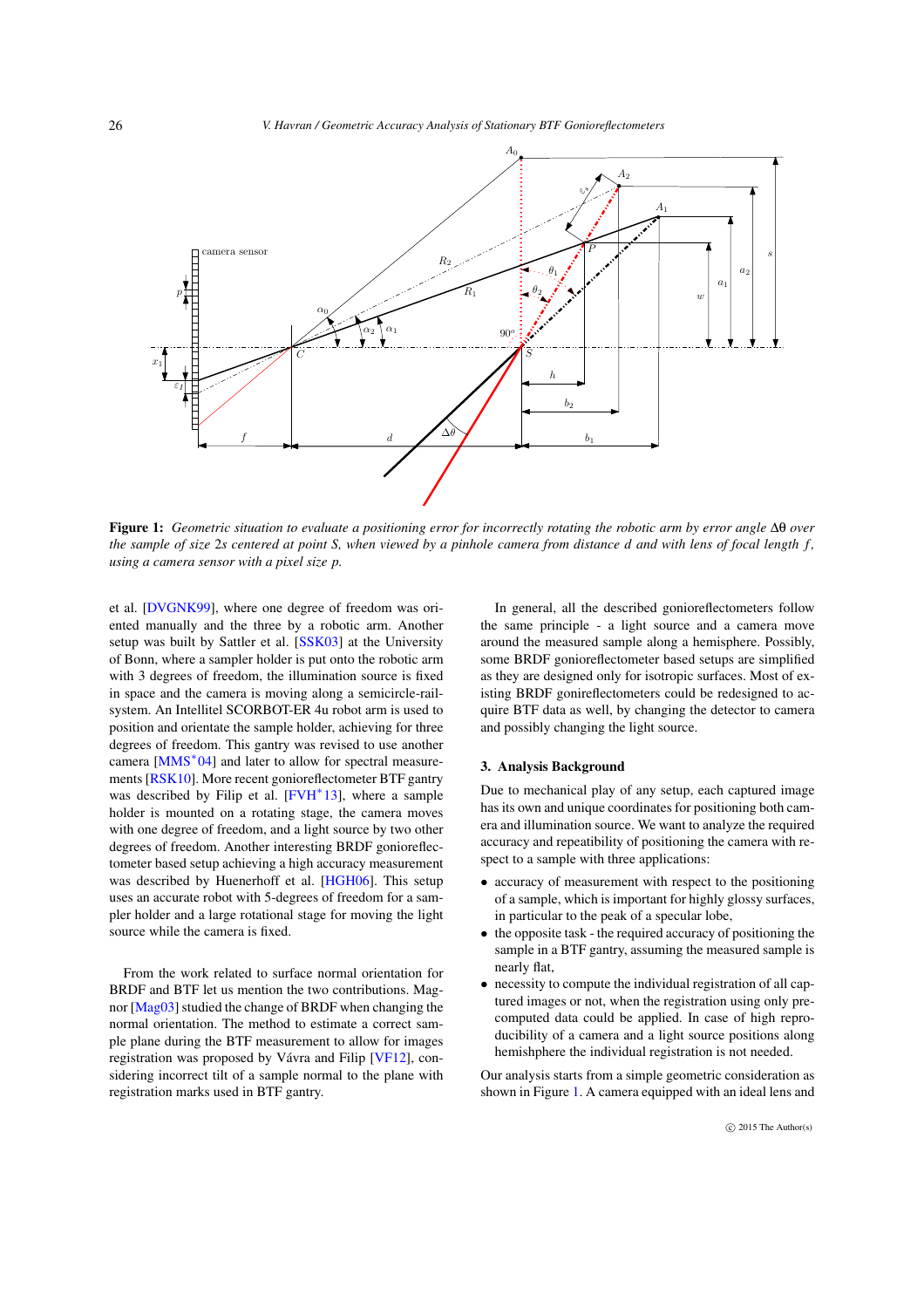**Figure 1:** *Geometric situation to evaluate a positioning error for incorrectly rotating the robotic arm by error angle $\Delta\theta$ over the sample of size $2s$ centered at point S, when viewed by a pinhole camera from distance d and with lens of focal length f, using a camera sensor with a pixel size p.*

et al. [DVGNK99], where one degree of freedom was oriented manually and the three by a robotic arm. Another setup was built by Sattler et al. [SSK03] at the University of Bonn, where a sampler holder is put onto the robotic arm with 3 degrees of freedom, the illumination source is fixed in space and the camera is moving along a semicircle-rail-system. An Intellitel SCORBOT-ER 4u robot arm is used to position and orientate the sample holder, achieving for three degrees of freedom. This gantry was revised to use another camera [MMS*04] and later to allow for spectral measurements [RSK10]. More recent gonioreflectometer BTF gantry was described by Filip et al. [FVH*13], where a sample holder is mounted on a rotating stage, the camera moves with one degree of freedom, and a light source by two other degrees of freedom. Another interesting BRDF gonioreflectometer based setup achieving a high accuracy measurement was described by Huenerhoff et al. [HGH06]. This setup uses an accurate robot with 5-degrees of freedom for a sampler holder and a large rotational stage for moving the light source while the camera is fixed.

From the work related to surface normal orientation for BRDF and BTF let us mention the two contributions. Magnor [Mag03] studied the change of BRDF when changing the normal orientation. The method to estimate a correct sample plane during the BTF measurement to allow for images registration was proposed by Vávra and Filip [VF12], considering incorrect tilt of a sample normal to the plane with registration marks used in BTF gantry.

In general, all the described gonioreflectometers follow the same principle - a light source and a camera move around the measured sample along a hemisphere. Possibly, some BRDF gonioreflectometer based setups are simplified as they are designed only for isotropic surfaces. Most of existing BRDF gonireflectometers could be redesigned to acquire BTF data as well, by changing the detector to camera and possibly changing the light source.

## 3. Analysis Background

Due to mechanical play of any setup, each captured image has its own and unique coordinates for positioning both camera and illumination source. We want to analyze the required accuracy and repeatibility of positioning the camera with respect to a sample with three applications:

- accuracy of measurement with respect to the positioning of a sample, which is important for highly glossy surfaces, in particular to the peak of a specular lobe,
- the opposite task - the required accuracy of positioning the sample in a BTF gantry, assuming the measured sample is nearly flat,
- necessity to compute the individual registration of all captured images or not, when the registration using only precomputed data could be applied. In case of high reproducibility of a camera and a light source positions along hemishphere the individual registration is not needed.

Our analysis starts from a simple geometric consideration as shown in Figure 1. A camera equipped with an ideal lens and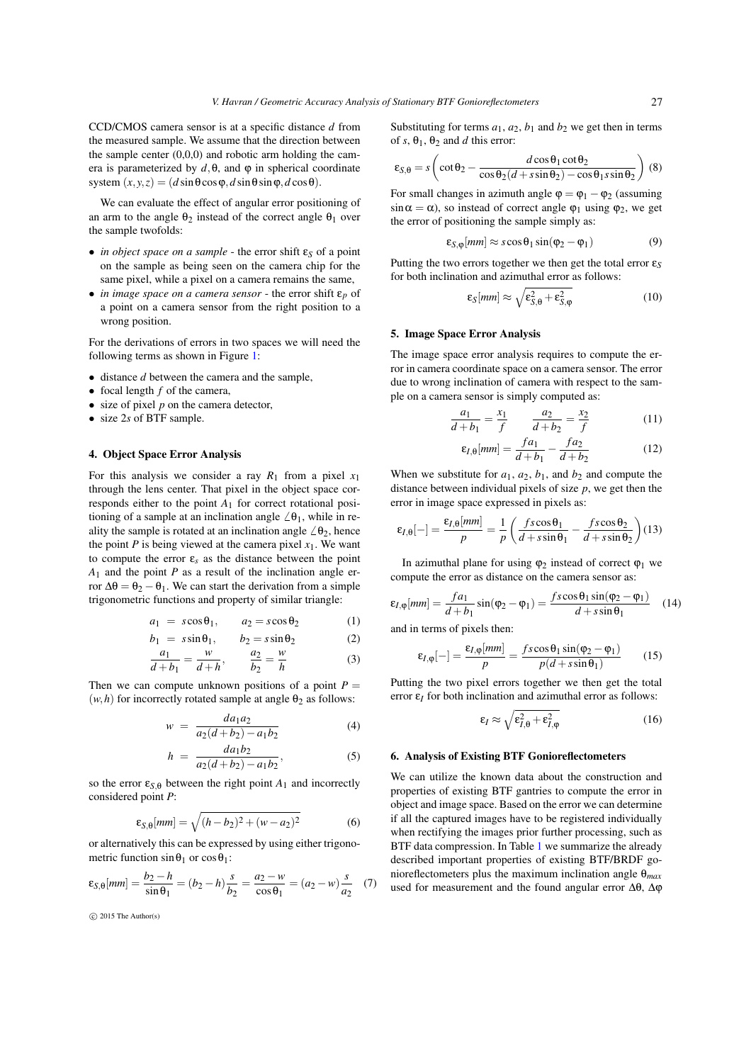CCD/CMOS camera sensor is at a specific distance $d$ from the measured sample. We assume that the direction between the sample center (0,0,0) and robotic arm holding the camera is parameterized by $d, \theta$, and $\varphi$ in spherical coordinate system $(x,y,z) = (d\sin\theta\cos\varphi, d\sin\theta\sin\varphi, d\cos\theta)$.

We can evaluate the effect of angular error positioning of an arm to the angle $\theta_2$ instead of the correct angle $\theta_1$ over the sample twofolds:

- *in object space on a sample* - the error shift $\varepsilon_S$ of a point on the sample as being seen on the camera chip for the same pixel, while a pixel on a camera remains the same,
- *in image space on a camera sensor* - the error shift $\varepsilon_P$ of a point on a camera sensor from the right position to a wrong position.

For the derivations of errors in two spaces we will need the following terms as shown in Figure 1:

- distance $d$ between the camera and the sample,
- focal length $f$ of the camera,
- size of pixel $p$ on the camera detector,
- size $2s$ of BTF sample.

## 4. Object Space Error Analysis

For this analysis we consider a ray $R_1$ from a pixel $x_1$ through the lens center. That pixel in the object space corresponds either to the point $A_1$ for correct rotational positioning of a sample at an inclination angle $\angle\theta_1$, while in reality the sample is rotated at an inclination angle $\angle\theta_2$, hence the point $P$ is being viewed at the camera pixel $x_1$. We want to compute the error $\varepsilon_s$ as the distance between the point $A_1$ and the point $P$ as a result of the inclination angle error $\Delta\theta = \theta_2 - \theta_1$. We can start the derivation from a simple trigonometric functions and property of similar triangle:

$$a_1 = s\cos\theta_1, \qquad a_2 = s\cos\theta_2 \tag{1}$$

$$b_1 = s\sin\theta_1, \qquad b_2 = s\sin\theta_2 \tag{2}$$

$$\frac{a_1}{d+b_1} = \frac{w}{d+h}, \qquad \frac{a_2}{b_2} = \frac{w}{h} \tag{3}$$

Then we can compute unknown positions of a point $P = (w,h)$ for incorrectly rotated sample at angle $\theta_2$ as follows:

$$w = \frac{da_1a_2}{a_2(d+b_2) - a_1b_2} \tag{4}$$

$$h = \frac{da_1b_2}{a_2(d+b_2) - a_1b_2}, \tag{5}$$

so the error $\varepsilon_{S,\theta}$ between the right point $A_1$ and incorrectly considered point $P$:

$$\varepsilon_{S,\theta}[mm] = \sqrt{(h-b_2)^2 + (w-a_2)^2} \tag{6}$$

or alternatively this can be expressed by using either trigonometric function $\sin\theta_1$ or $\cos\theta_1$:

$$\varepsilon_{S,\theta}[mm] = \frac{b_2 - h}{\sin\theta_1} = (b_2 - h)\frac{s}{b_2} = \frac{a_2 - w}{\cos\theta_1} = (a_2 - w)\frac{s}{a_2} \tag{7}$$

Substituting for terms $a_1$, $a_2$, $b_1$ and $b_2$ we get then in terms of $s$, $\theta_1$, $\theta_2$ and $d$ this error:

$$\varepsilon_{S,\theta} = s\left(\cot\theta_2 - \frac{d\cos\theta_1\cot\theta_2}{\cos\theta_2(d+s\sin\theta_2) - \cos\theta_1 s\sin\theta_2}\right) \tag{8}$$

For small changes in azimuth angle $\varphi = \varphi_1 - \varphi_2$ (assuming $\sin\alpha = \alpha$), so instead of correct angle $\varphi_1$ using $\varphi_2$, we get the error of positioning the sample simply as:

$$\varepsilon_{S,\varphi}[mm] \approx s\cos\theta_1\sin(\varphi_2 - \varphi_1) \tag{9}$$

Putting the two errors together we then get the total error $\varepsilon_S$ for both inclination and azimuthal error as follows:

$$\varepsilon_S[mm] \approx \sqrt{\varepsilon_{S,\theta}^2 + \varepsilon_{S,\varphi}^2} \tag{10}$$

## 5. Image Space Error Analysis

The image space error analysis requires to compute the error in camera coordinate space on a camera sensor. The error due to wrong inclination of camera with respect to the sample on a camera sensor is simply computed as:

$$\frac{a_1}{d+b_1} = \frac{x_1}{f} \qquad \frac{a_2}{d+b_2} = \frac{x_2}{f} \tag{11}$$

$$\varepsilon_{I,\theta}[mm] = \frac{fa_1}{d+b_1} - \frac{fa_2}{d+b_2} \tag{12}$$

When we substitute for $a_1$, $a_2$, $b_1$, and $b_2$ and compute the distance between individual pixels of size $p$, we get then the error in image space expressed in pixels as:

$$\varepsilon_{I,\theta}[-] = \frac{\varepsilon_{I,\theta}[mm]}{p} = \frac{1}{p}\left(\frac{fs\cos\theta_1}{d+s\sin\theta_1} - \frac{fs\cos\theta_2}{d+s\sin\theta_2}\right) \tag{13}$$

In azimuthal plane for using $\varphi_2$ instead of correct $\varphi_1$ we compute the error as distance on the camera sensor as:

$$\varepsilon_{I,\varphi}[mm] = \frac{fa_1}{d+b_1}\sin(\varphi_2 - \varphi_1) = \frac{fs\cos\theta_1\sin(\varphi_2 - \varphi_1)}{d+s\sin\theta_1} \tag{14}$$

and in terms of pixels then:

$$\varepsilon_{I,\varphi}[-] = \frac{\varepsilon_{I,\varphi}[mm]}{p} = \frac{fs\cos\theta_1\sin(\varphi_2 - \varphi_1)}{p(d+s\sin\theta_1)} \tag{15}$$

Putting the two pixel errors together we then get the total error $\varepsilon_I$ for both inclination and azimuthal error as follows:

$$\varepsilon_I \approx \sqrt{\varepsilon_{I,\theta}^2 + \varepsilon_{I,\varphi}^2} \tag{16}$$

## 6. Analysis of Existing BTF Gonioreflectometers

We can utilize the known data about the construction and properties of existing BTF gantries to compute the error in object and image space. Based on the error we can determine if all the captured images have to be registered individually when rectifying the images prior further processing, such as BTF data compression. In Table 1 we summarize the already described important properties of existing BTF/BRDF gonioreflectometers plus the maximum inclination angle $\theta_{max}$ used for measurement and the found angular error $\Delta\theta$, $\Delta\varphi$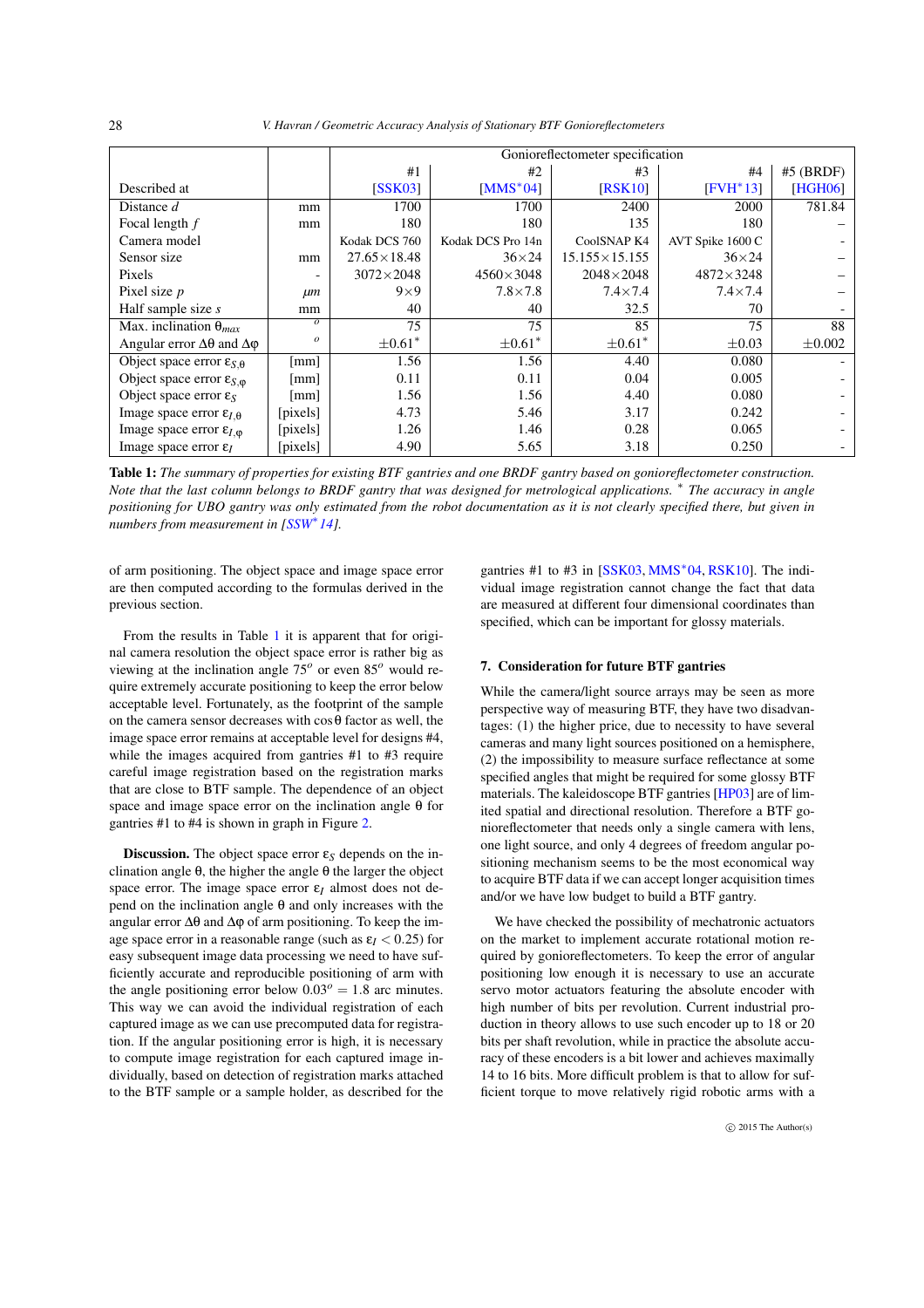|  |  | Gonioreflectometer specification |  |  |  |  |
|---|---|---|---|---|---|---|
|  |  | #1 | #2 | #3 | #4 | #5 (BRDF) |
| Described at |  | [SSK03] | [MMS*04] | [RSK10] | [FVH*13] | [HGH06] |
| Distance $d$ | mm | 1700 | 1700 | 2400 | 2000 | 781.84 |
| Focal length $f$ | mm | 180 | 180 | 135 | 180 | – |
| Camera model |  | Kodak DCS 760 | Kodak DCS Pro 14n | CoolSNAP K4 | AVT Spike 1600 C | - |
| Sensor size | mm | 27.65×18.48 | 36×24 | 15.155×15.155 | 36×24 | – |
| Pixels | - | 3072×2048 | 4560×3048 | 2048×2048 | 4872×3248 | – |
| Pixel size $p$ | $\mu m$ | 9×9 | 7.8×7.8 | 7.4×7.4 | 7.4×7.4 | – |
| Half sample size $s$ | mm | 40 | 40 | 32.5 | 70 | - |
| Max. inclination $\theta_{max}$ | $^o$ | 75 | 75 | 85 | 75 | 88 |
| Angular error $\Delta\theta$ and $\Delta\varphi$ | $^o$ | ±0.61* | ±0.61* | ±0.61* | ±0.03 | ±0.002 |
| Object space error $\varepsilon_{S,\theta}$ | [mm] | 1.56 | 1.56 | 4.40 | 0.080 | - |
| Object space error $\varepsilon_{S,\varphi}$ | [mm] | 0.11 | 0.11 | 0.04 | 0.005 | - |
| Object space error $\varepsilon_S$ | [mm] | 1.56 | 1.56 | 4.40 | 0.080 | - |
| Image space error $\varepsilon_{I,\theta}$ | [pixels] | 4.73 | 5.46 | 3.17 | 0.242 | - |
| Image space error $\varepsilon_{I,\varphi}$ | [pixels] | 1.26 | 1.46 | 0.28 | 0.065 | - |
| Image space error $\varepsilon_I$ | [pixels] | 4.90 | 5.65 | 3.18 | 0.250 | - |

**Table 1:** *The summary of properties for existing BTF gantries and one BRDF gantry based on gonioreflectometer construction. Note that the last column belongs to BRDF gantry that was designed for metrological applications. * The accuracy in angle positioning for UBO gantry was only estimated from the robot documentation as it is not clearly specified there, but given in numbers from measurement in [SSW* 14].*

of arm positioning. The object space and image space error are then computed according to the formulas derived in the previous section.

From the results in Table 1 it is apparent that for original camera resolution the object space error is rather big as viewing at the inclination angle $75^o$ or even $85^o$ would require extremely accurate positioning to keep the error below acceptable level. Fortunately, as the footprint of the sample on the camera sensor decreases with $\cos\theta$ factor as well, the image space error remains at acceptable level for designs #4, while the images acquired from gantries #1 to #3 require careful image registration based on the registration marks that are close to BTF sample. The dependence of an object space and image space error on the inclination angle $\theta$ for gantries #1 to #4 is shown in graph in Figure 2.

**Discussion.** The object space error $\varepsilon_S$ depends on the inclination angle $\theta$, the higher the angle $\theta$ the larger the object space error. The image space error $\varepsilon_I$ almost does not depend on the inclination angle $\theta$ and only increases with the angular error $\Delta\theta$ and $\Delta\varphi$ of arm positioning. To keep the image space error in a reasonable range (such as $\varepsilon_I < 0.25$) for easy subsequent image data processing we need to have sufficiently accurate and reproducible positioning of arm with the angle positioning error below $0.03^o = 1.8$ arc minutes. This way we can avoid the individual registration of each captured image as we can use precomputed data for registration. If the angular positioning error is high, it is necessary to compute image registration for each captured image individually, based on detection of registration marks attached to the BTF sample or a sample holder, as described for the gantries #1 to #3 in [SSK03, MMS*04, RSK10]. The individual image registration cannot change the fact that data are measured at different four dimensional coordinates than specified, which can be important for glossy materials.

## 7. Consideration for future BTF gantries

While the camera/light source arrays may be seen as more perspective way of measuring BTF, they have two disadvantages: (1) the higher price, due to necessity to have several cameras and many light sources positioned on a hemisphere, (2) the impossibility to measure surface reflectance at some specified angles that might be required for some glossy BTF materials. The kaleidoscope BTF gantries [HP03] are of limited spatial and directional resolution. Therefore a BTF gonioreflectometer that needs only a single camera with lens, one light source, and only 4 degrees of freedom angular positioning mechanism seems to be the most economical way to acquire BTF data if we can accept longer acquisition times and/or we have low budget to build a BTF gantry.

We have checked the possibility of mechatronic actuators on the market to implement accurate rotational motion required by gonioreflectometers. To keep the error of angular positioning low enough it is necessary to use an accurate servo motor actuators featuring the absolute encoder with high number of bits per revolution. Current industrial production in theory allows to use such encoder up to 18 or 20 bits per shaft revolution, while in practice the absolute accuracy of these encoders is a bit lower and achieves maximally 14 to 16 bits. More difficult problem is that to allow for sufficient torque to move relatively rigid robotic arms with a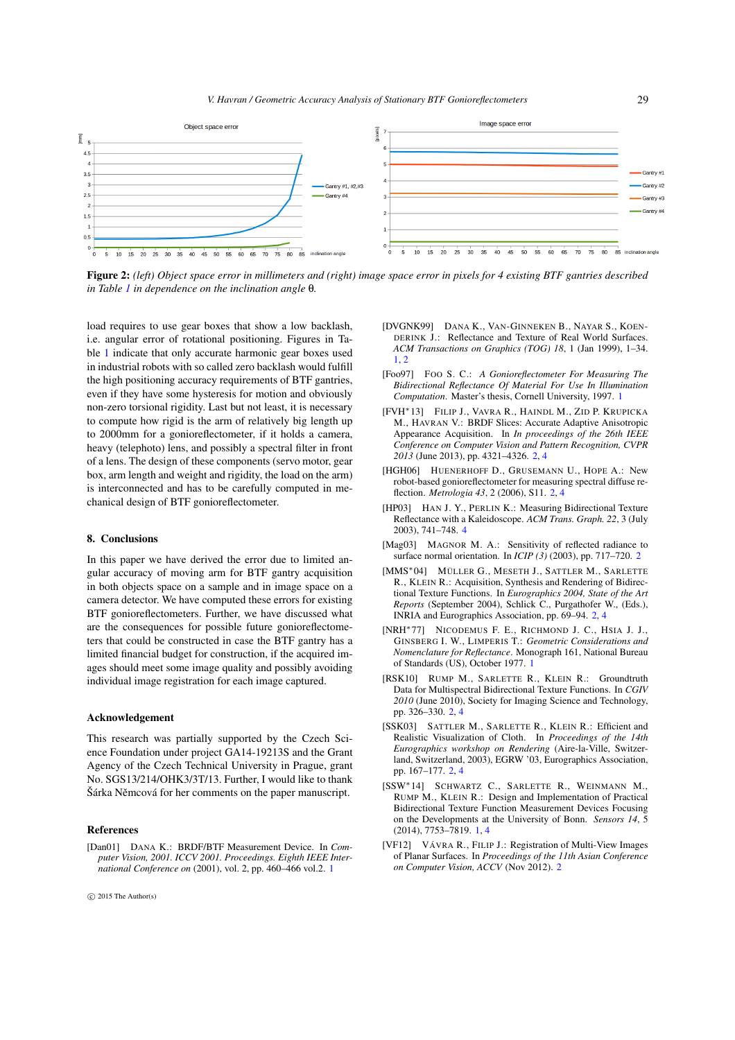Object space error

[mm]

5
4.5
4
3.5
3
2.5
2
1.5
1
0.5
0

0 5 10 15 20 25 30 35 40 45 50 55 60 65 70 75 80 85 inclination angle

Gantry #1, #2,#3
Gantry #4

Image space error

[pixels]

7
6
5
4
3
2
1
0

0 5 10 15 20 25 30 35 40 45 50 55 60 65 70 75 80 85 inclination angle

Gantry #1
Gantry #2
Gantry #3
Gantry #4

**Figure 2:** *(left) Object space error in millimeters and (right) image space error in pixels for 4 existing BTF gantries described in Table 1 in dependence on the inclination angle* θ.

load requires to use gear boxes that show a low backlash, i.e. angular error of rotational positioning. Figures in Table 1 indicate that only accurate harmonic gear boxes used in industrial robots with so called zero backlash would fulfill the high positioning accuracy requirements of BTF gantries, even if they have some hysteresis for motion and obviously non-zero torsional rigidity. Last but not least, it is necessary to compute how rigid is the arm of relatively big length up to 2000mm for a gonioreflectometer, if it holds a camera, heavy (telephoto) lens, and possibly a spectral filter in front of a lens. The design of these components (servo motor, gear box, arm length and weight and rigidity, the load on the arm) is interconnected and has to be carefully computed in mechanical design of BTF gonioreflectometer.

## 8. Conclusions

In this paper we have derived the error due to limited angular accuracy of moving arm for BTF gantry acquisition in both objects space on a sample and in image space on a camera detector. We have computed these errors for existing BTF gonioreflectometers. Further, we have discussed what are the consequences for possible future gonioreflectometers that could be constructed in case the BTF gantry has a limited financial budget for construction, if the acquired images should meet some image quality and possibly avoiding individual image registration for each image captured.

## Acknowledgement

This research was partially supported by the Czech Science Foundation under project GA14-19213S and the Grant Agency of the Czech Technical University in Prague, grant No. SGS13/214/OHK3/3T/13. Further, I would like to thank Šárka Němcová for her comments on the paper manuscript.

## References

[Dan01] DANA K.: BRDF/BTF Measurement Device. In *Computer Vision, 2001. ICCV 2001. Proceedings. Eighth IEEE International Conference on* (2001), vol. 2, pp. 460–466 vol.2. 1

[DVGNK99] DANA K., VAN-GINNEKEN B., NAYAR S., KOENDERINK J.: Reflectance and Texture of Real World Surfaces. *ACM Transactions on Graphics (TOG) 18*, 1 (Jan 1999), 1–34. 1, 2

[Foo97] FOO S. C.: *A Gonioreflectometer For Measuring The Bidirectional Reflectance Of Material For Use In Illumination Computation*. Master's thesis, Cornell University, 1997. 1

[FVH*13] FILIP J., VAVRA R., HAINDL M., ZID P. KRUPICKA M., HAVRAN V.: BRDF Slices: Accurate Adaptive Anisotropic Appearance Acquisition. In *In proceedings of the 26th IEEE Conference on Computer Vision and Pattern Recognition, CVPR 2013* (June 2013), pp. 4321–4326. 2, 4

[HGH06] HUENERHOFF D., GRUSEMANN U., HOPE A.: New robot-based gonioreflectometer for measuring spectral diffuse reflection. *Metrologia 43*, 2 (2006), S11. 2, 4

[HP03] HAN J. Y., PERLIN K.: Measuring Bidirectional Texture Reflectance with a Kaleidoscope. *ACM Trans. Graph. 22*, 3 (July 2003), 741–748. 4

[Mag03] MAGNOR M. A.: Sensitivity of reflected radiance to surface normal orientation. In *ICIP (3)* (2003), pp. 717–720. 2

[MMS*04] MÜLLER G., MESETH J., SATTLER M., SARLETTE R., KLEIN R.: Acquisition, Synthesis and Rendering of Bidirectional Texture Functions. In *Eurographics 2004, State of the Art Reports* (September 2004), Schlick C., Purgathofer W., (Eds.), INRIA and Eurographics Association, pp. 69–94. 2, 4

[NRH*77] NICODEMUS F. E., RICHMOND J. C., HSIA J. J., GINSBERG I. W., LIMPERIS T.: *Geometric Considerations and Nomenclature for Reflectance*. Monograph 161, National Bureau of Standards (US), October 1977. 1

[RSK10] RUMP M., SARLETTE R., KLEIN R.: Groundtruth Data for Multispectral Bidirectional Texture Functions. In *CGIV 2010* (June 2010), Society for Imaging Science and Technology, pp. 326–330. 2, 4

[SSK03] SATTLER M., SARLETTE R., KLEIN R.: Efficient and Realistic Visualization of Cloth. In *Proceedings of the 14th Eurographics workshop on Rendering* (Aire-la-Ville, Switzerland, Switzerland, 2003), EGRW '03, Eurographics Association, pp. 167–177. 2, 4

[SSW*14] SCHWARTZ C., SARLETTE R., WEINMANN M., RUMP M., KLEIN R.: Design and Implementation of Practical Bidirectional Texture Function Measurement Devices Focusing on the Developments at the University of Bonn. *Sensors 14*, 5 (2014), 7753–7819. 1, 4

[VF12] VÁVRA R., FILIP J.: Registration of Multi-View Images of Planar Surfaces. In *Proceedings of the 11th Asian Conference on Computer Vision, ACCV* (Nov 2012). 2

© 2015 The Author(s)